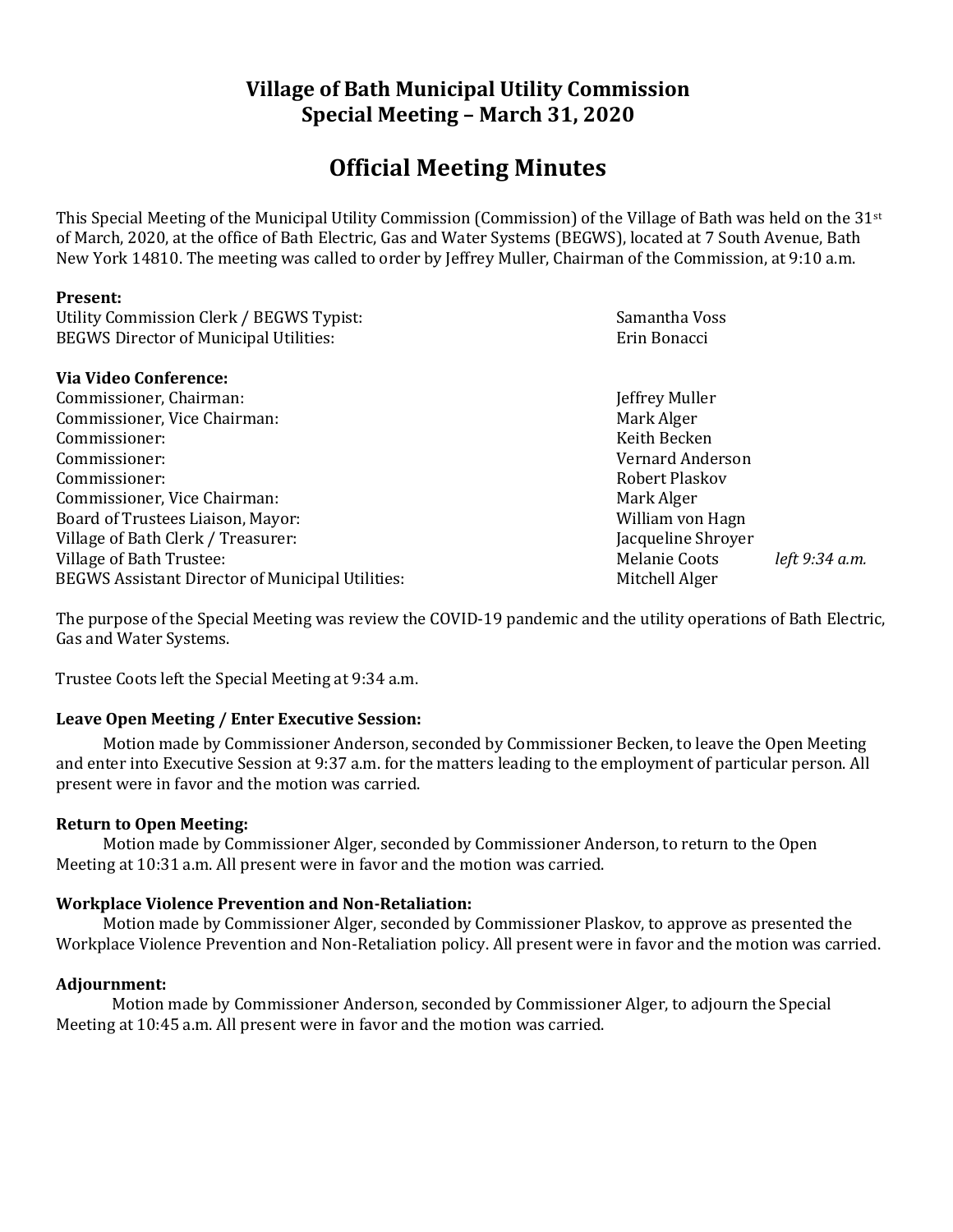# Village of Bath Municipal Utility Commission
# Special Meeting – March 31, 2020

## Official Meeting Minutes

This Special Meeting of the Municipal Utility Commission (Commission) of the Village of Bath was held on the 31st of March, 2020, at the office of Bath Electric, Gas and Water Systems (BEGWS), located at 7 South Avenue, Bath New York 14810. The meeting was called to order by Jeffrey Muller, Chairman of the Commission, at 9:10 a.m.

**Present:**

| | | |
|---|---|---|
| Utility Commission Clerk / BEGWS Typist: | Samantha Voss | |
| BEGWS Director of Municipal Utilities: | Erin Bonacci | |

**Via Video Conference:**

| | | |
|---|---|---|
| Commissioner, Chairman: | Jeffrey Muller | |
| Commissioner, Vice Chairman: | Mark Alger | |
| Commissioner: | Keith Becken | |
| Commissioner: | Vernard Anderson | |
| Commissioner: | Robert Plaskov | |
| Commissioner, Vice Chairman: | Mark Alger | |
| Board of Trustees Liaison, Mayor: | William von Hagn | |
| Village of Bath Clerk / Treasurer: | Jacqueline Shroyer | |
| Village of Bath Trustee: | Melanie Coots | *left 9:34 a.m.* |
| BEGWS Assistant Director of Municipal Utilities: | Mitchell Alger | |

The purpose of the Special Meeting was review the COVID-19 pandemic and the utility operations of Bath Electric, Gas and Water Systems.

Trustee Coots left the Special Meeting at 9:34 a.m.

**Leave Open Meeting / Enter Executive Session:**

Motion made by Commissioner Anderson, seconded by Commissioner Becken, to leave the Open Meeting and enter into Executive Session at 9:37 a.m. for the matters leading to the employment of particular person. All present were in favor and the motion was carried.

**Return to Open Meeting:**

Motion made by Commissioner Alger, seconded by Commissioner Anderson, to return to the Open Meeting at 10:31 a.m. All present were in favor and the motion was carried.

**Workplace Violence Prevention and Non-Retaliation:**

Motion made by Commissioner Alger, seconded by Commissioner Plaskov, to approve as presented the Workplace Violence Prevention and Non-Retaliation policy. All present were in favor and the motion was carried.

**Adjournment:**

Motion made by Commissioner Anderson, seconded by Commissioner Alger, to adjourn the Special Meeting at 10:45 a.m. All present were in favor and the motion was carried.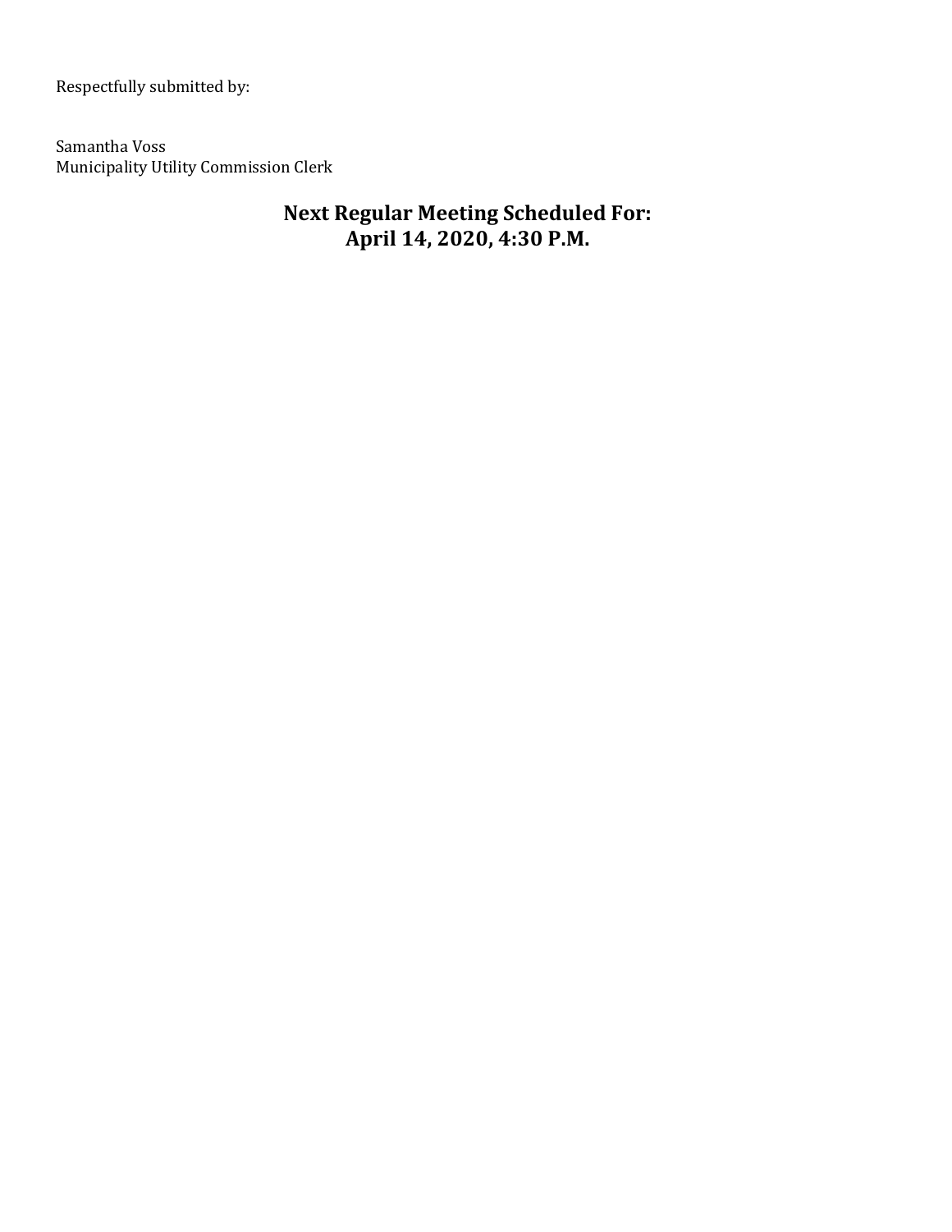Respectfully submitted by:

Samantha Voss
Municipality Utility Commission Clerk

**Next Regular Meeting Scheduled For:**
**April 14, 2020, 4:30 P.M.**